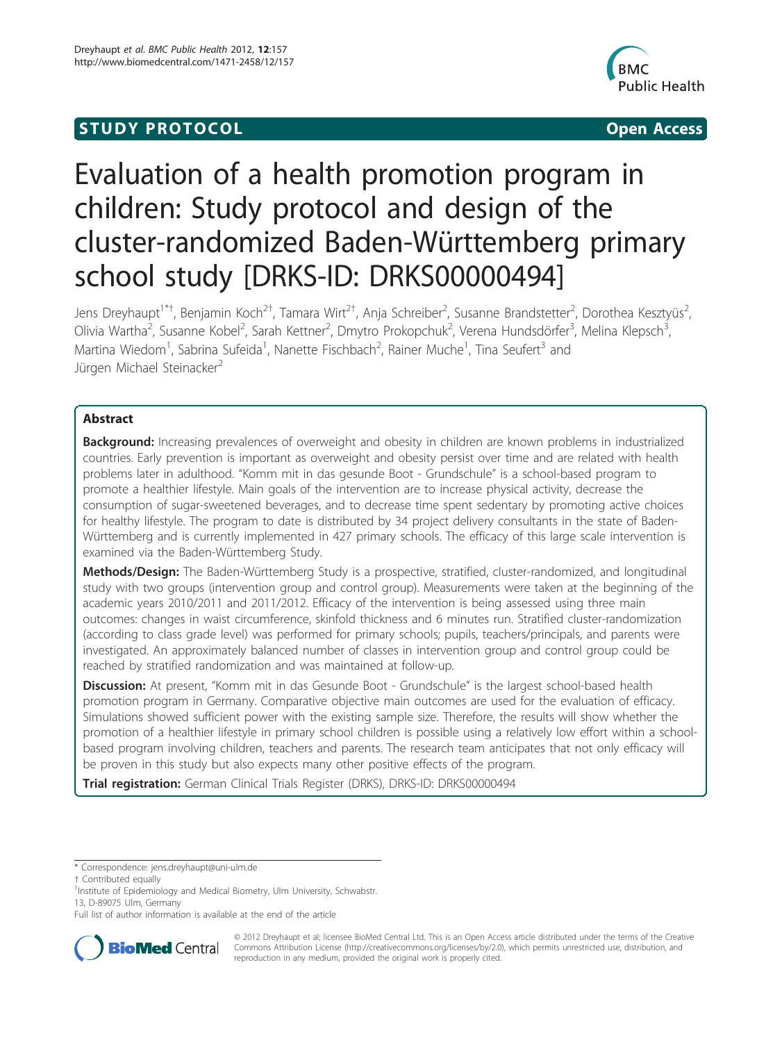**STUDY PROTOCOL** **Open Access**

# Evaluation of a health promotion program in children: Study protocol and design of the cluster-randomized Baden-Württemberg primary school study [DRKS-ID: DRKS00000494]

Jens Dreyhaupt[1*†], Benjamin Koch[2†], Tamara Wirt[2†], Anja Schreiber[2], Susanne Brandstetter[2], Dorothea Kesztyüs[2], Olivia Wartha[2], Susanne Kobel[2], Sarah Kettner[2], Dmytro Prokopchuk[2], Verena Hundsdörfer[3], Melina Klepsch[3], Martina Wiedom[1], Sabrina Sufeida[1], Nanette Fischbach[2], Rainer Muche[1], Tina Seufert[3] and Jürgen Michael Steinacker[2]

## Abstract

**Background:** Increasing prevalences of overweight and obesity in children are known problems in industrialized countries. Early prevention is important as overweight and obesity persist over time and are related with health problems later in adulthood. "Komm mit in das gesunde Boot - Grundschule" is a school-based program to promote a healthier lifestyle. Main goals of the intervention are to increase physical activity, decrease the consumption of sugar-sweetened beverages, and to decrease time spent sedentary by promoting active choices for healthy lifestyle. The program to date is distributed by 34 project delivery consultants in the state of Baden-Württemberg and is currently implemented in 427 primary schools. The efficacy of this large scale intervention is examined via the Baden-Württemberg Study.

**Methods/Design:** The Baden-Württemberg Study is a prospective, stratified, cluster-randomized, and longitudinal study with two groups (intervention group and control group). Measurements were taken at the beginning of the academic years 2010/2011 and 2011/2012. Efficacy of the intervention is being assessed using three main outcomes: changes in waist circumference, skinfold thickness and 6 minutes run. Stratified cluster-randomization (according to class grade level) was performed for primary schools; pupils, teachers/principals, and parents were investigated. An approximately balanced number of classes in intervention group and control group could be reached by stratified randomization and was maintained at follow-up.

**Discussion:** At present, "Komm mit in das Gesunde Boot - Grundschule" is the largest school-based health promotion program in Germany. Comparative objective main outcomes are used for the evaluation of efficacy. Simulations showed sufficient power with the existing sample size. Therefore, the results will show whether the promotion of a healthier lifestyle in primary school children is possible using a relatively low effort within a school-based program involving children, teachers and parents. The research team anticipates that not only efficacy will be proven in this study but also expects many other positive effects of the program.

**Trial registration:** German Clinical Trials Register (DRKS), DRKS-ID: DRKS00000494

---

\* Correspondence: jens.dreyhaupt@uni-ulm.de

† Contributed equally

[1]Institute of Epidemiology and Medical Biometry, Ulm University, Schwabstr. 13, D-89075 Ulm, Germany

Full list of author information is available at the end of the article

© 2012 Dreyhaupt et al; licensee BioMed Central Ltd. This is an Open Access article distributed under the terms of the Creative Commons Attribution License (http://creativecommons.org/licenses/by/2.0), which permits unrestricted use, distribution, and reproduction in any medium, provided the original work is properly cited.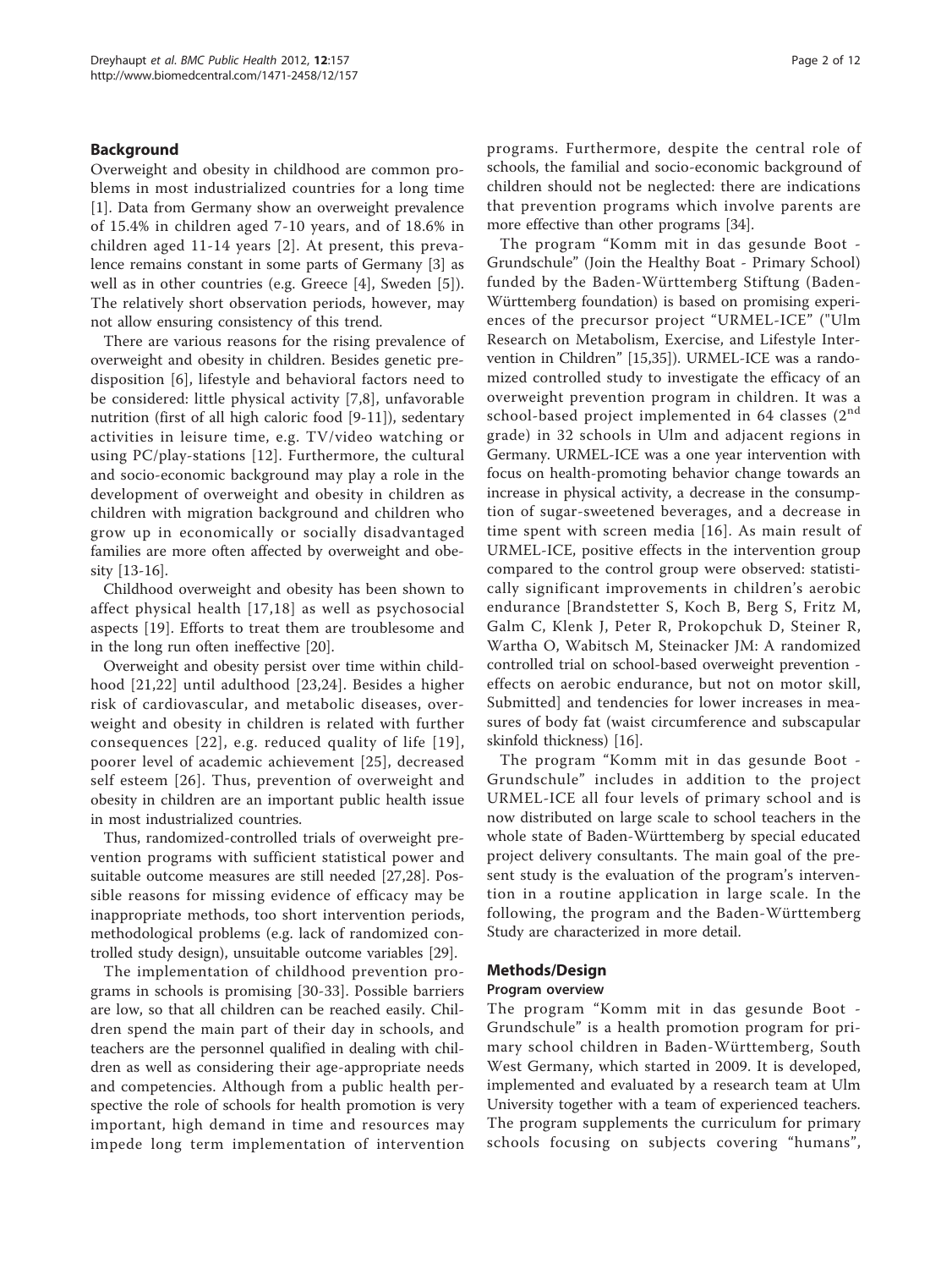## Background

Overweight and obesity in childhood are common problems in most industrialized countries for a long time [1]. Data from Germany show an overweight prevalence of 15.4% in children aged 7-10 years, and of 18.6% in children aged 11-14 years [2]. At present, this prevalence remains constant in some parts of Germany [3] as well as in other countries (e.g. Greece [4], Sweden [5]). The relatively short observation periods, however, may not allow ensuring consistency of this trend.

There are various reasons for the rising prevalence of overweight and obesity in children. Besides genetic predisposition [6], lifestyle and behavioral factors need to be considered: little physical activity [7,8], unfavorable nutrition (first of all high caloric food [9-11]), sedentary activities in leisure time, e.g. TV/video watching or using PC/play-stations [12]. Furthermore, the cultural and socio-economic background may play a role in the development of overweight and obesity in children as children with migration background and children who grow up in economically or socially disadvantaged families are more often affected by overweight and obesity [13-16].

Childhood overweight and obesity has been shown to affect physical health [17,18] as well as psychosocial aspects [19]. Efforts to treat them are troublesome and in the long run often ineffective [20].

Overweight and obesity persist over time within childhood [21,22] until adulthood [23,24]. Besides a higher risk of cardiovascular, and metabolic diseases, overweight and obesity in children is related with further consequences [22], e.g. reduced quality of life [19], poorer level of academic achievement [25], decreased self esteem [26]. Thus, prevention of overweight and obesity in children are an important public health issue in most industrialized countries.

Thus, randomized-controlled trials of overweight prevention programs with sufficient statistical power and suitable outcome measures are still needed [27,28]. Possible reasons for missing evidence of efficacy may be inappropriate methods, too short intervention periods, methodological problems (e.g. lack of randomized controlled study design), unsuitable outcome variables [29].

The implementation of childhood prevention programs in schools is promising [30-33]. Possible barriers are low, so that all children can be reached easily. Children spend the main part of their day in schools, and teachers are the personnel qualified in dealing with children as well as considering their age-appropriate needs and competencies. Although from a public health perspective the role of schools for health promotion is very important, high demand in time and resources may impede long term implementation of intervention programs. Furthermore, despite the central role of schools, the familial and socio-economic background of children should not be neglected: there are indications that prevention programs which involve parents are more effective than other programs [34].

The program "Komm mit in das gesunde Boot - Grundschule" (Join the Healthy Boat - Primary School) funded by the Baden-Württemberg Stiftung (Baden-Württemberg foundation) is based on promising experiences of the precursor project "URMEL-ICE" ("Ulm Research on Metabolism, Exercise, and Lifestyle Intervention in Children" [15,35]). URMEL-ICE was a randomized controlled study to investigate the efficacy of an overweight prevention program in children. It was a school-based project implemented in 64 classes (2nd grade) in 32 schools in Ulm and adjacent regions in Germany. URMEL-ICE was a one year intervention with focus on health-promoting behavior change towards an increase in physical activity, a decrease in the consumption of sugar-sweetened beverages, and a decrease in time spent with screen media [16]. As main result of URMEL-ICE, positive effects in the intervention group compared to the control group were observed: statistically significant improvements in children's aerobic endurance [Brandstetter S, Koch B, Berg S, Fritz M, Galm C, Klenk J, Peter R, Prokopchuk D, Steiner R, Wartha O, Wabitsch M, Steinacker JM: A randomized controlled trial on school-based overweight prevention - effects on aerobic endurance, but not on motor skill, Submitted] and tendencies for lower increases in measures of body fat (waist circumference and subscapular skinfold thickness) [16].

The program "Komm mit in das gesunde Boot - Grundschule" includes in addition to the project URMEL-ICE all four levels of primary school and is now distributed on large scale to school teachers in the whole state of Baden-Württemberg by special educated project delivery consultants. The main goal of the present study is the evaluation of the program's intervention in a routine application in large scale. In the following, the program and the Baden-Württemberg Study are characterized in more detail.

## Methods/Design

### Program overview

The program "Komm mit in das gesunde Boot - Grundschule" is a health promotion program for primary school children in Baden-Württemberg, South West Germany, which started in 2009. It is developed, implemented and evaluated by a research team at Ulm University together with a team of experienced teachers. The program supplements the curriculum for primary schools focusing on subjects covering "humans",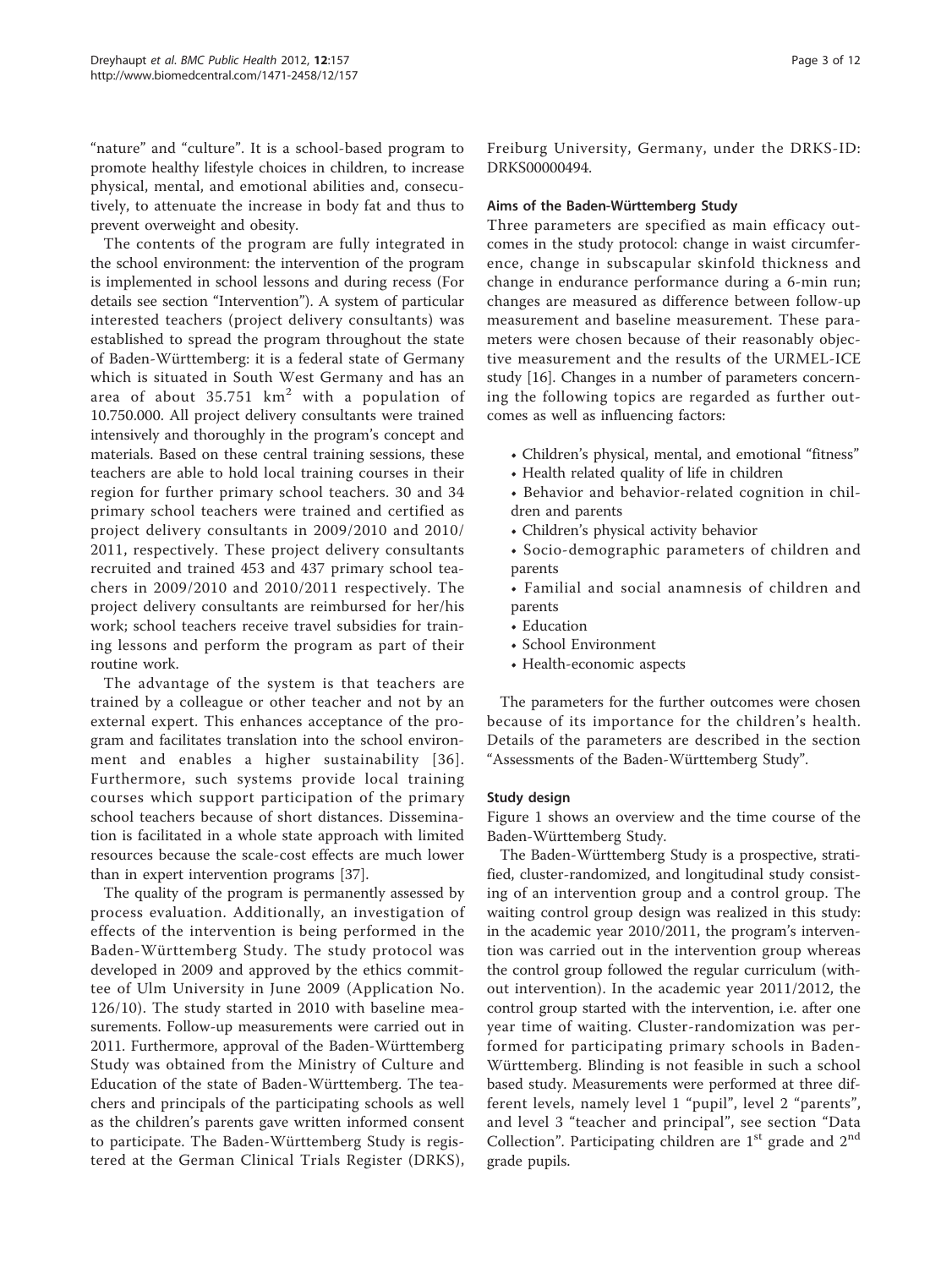"nature" and "culture". It is a school-based program to promote healthy lifestyle choices in children, to increase physical, mental, and emotional abilities and, consecutively, to attenuate the increase in body fat and thus to prevent overweight and obesity.

The contents of the program are fully integrated in the school environment: the intervention of the program is implemented in school lessons and during recess (For details see section "Intervention"). A system of particular interested teachers (project delivery consultants) was established to spread the program throughout the state of Baden-Württemberg: it is a federal state of Germany which is situated in South West Germany and has an area of about 35.751 $km^2$ with a population of 10.750.000. All project delivery consultants were trained intensively and thoroughly in the program's concept and materials. Based on these central training sessions, these teachers are able to hold local training courses in their region for further primary school teachers. 30 and 34 primary school teachers were trained and certified as project delivery consultants in 2009/2010 and 2010/2011, respectively. These project delivery consultants recruited and trained 453 and 437 primary school teachers in 2009/2010 and 2010/2011 respectively. The project delivery consultants are reimbursed for her/his work; school teachers receive travel subsidies for training lessons and perform the program as part of their routine work.

The advantage of the system is that teachers are trained by a colleague or other teacher and not by an external expert. This enhances acceptance of the program and facilitates translation into the school environment and enables a higher sustainability [36]. Furthermore, such systems provide local training courses which support participation of the primary school teachers because of short distances. Dissemination is facilitated in a whole state approach with limited resources because the scale-cost effects are much lower than in expert intervention programs [37].

The quality of the program is permanently assessed by process evaluation. Additionally, an investigation of effects of the intervention is being performed in the Baden-Württemberg Study. The study protocol was developed in 2009 and approved by the ethics committee of Ulm University in June 2009 (Application No. 126/10). The study started in 2010 with baseline measurements. Follow-up measurements were carried out in 2011. Furthermore, approval of the Baden-Württemberg Study was obtained from the Ministry of Culture and Education of the state of Baden-Württemberg. The teachers and principals of the participating schools as well as the children's parents gave written informed consent to participate. The Baden-Württemberg Study is registered at the German Clinical Trials Register (DRKS), Freiburg University, Germany, under the DRKS-ID: DRKS00000494.

### Aims of the Baden-Württemberg Study

Three parameters are specified as main efficacy outcomes in the study protocol: change in waist circumference, change in subscapular skinfold thickness and change in endurance performance during a 6-min run; changes are measured as difference between follow-up measurement and baseline measurement. These parameters were chosen because of their reasonably objective measurement and the results of the URMEL-ICE study [16]. Changes in a number of parameters concerning the following topics are regarded as further outcomes as well as influencing factors:

- Children's physical, mental, and emotional "fitness"
- Health related quality of life in children
- Behavior and behavior-related cognition in children and parents
- Children's physical activity behavior
- Socio-demographic parameters of children and parents
- Familial and social anamnesis of children and parents
- Education
- School Environment
- Health-economic aspects

The parameters for the further outcomes were chosen because of its importance for the children's health. Details of the parameters are described in the section "Assessments of the Baden-Württemberg Study".

### Study design

Figure 1 shows an overview and the time course of the Baden-Württemberg Study.

The Baden-Württemberg Study is a prospective, stratified, cluster-randomized, and longitudinal study consisting of an intervention group and a control group. The waiting control group design was realized in this study: in the academic year 2010/2011, the program's intervention was carried out in the intervention group whereas the control group followed the regular curriculum (without intervention). In the academic year 2011/2012, the control group started with the intervention, i.e. after one year time of waiting. Cluster-randomization was performed for participating primary schools in Baden-Württemberg. Blinding is not feasible in such a school based study. Measurements were performed at three different levels, namely level 1 "pupil", level 2 "parents", and level 3 "teacher and principal", see section "Data Collection". Participating children are 1st grade and 2nd grade pupils.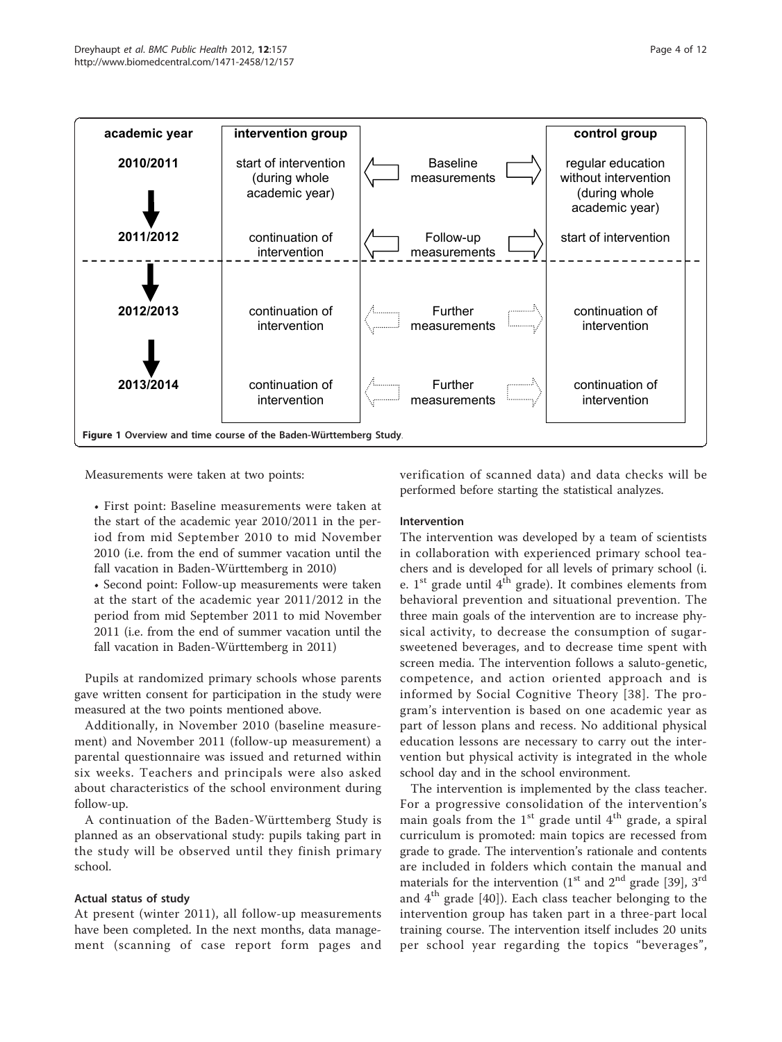| academic year | intervention group | | control group |
|---|---|---|---|
| 2010/2011 | start of intervention (during whole academic year) | Baseline measurements | regular education without intervention (during whole academic year) |
| 2011/2012 | continuation of intervention | Follow-up measurements | start of intervention |
| 2012/2013 | continuation of intervention | Further measurements | continuation of intervention |
| 2013/2014 | continuation of intervention | Further measurements | continuation of intervention |

**Figure 1 Overview and time course of the Baden-Württemberg Study.**

Measurements were taken at two points:

- First point: Baseline measurements were taken at the start of the academic year 2010/2011 in the period from mid September 2010 to mid November 2010 (i.e. from the end of summer vacation until the fall vacation in Baden-Württemberg in 2010)
- Second point: Follow-up measurements were taken at the start of the academic year 2011/2012 in the period from mid September 2011 to mid November 2011 (i.e. from the end of summer vacation until the fall vacation in Baden-Württemberg in 2011)

Pupils at randomized primary schools whose parents gave written consent for participation in the study were measured at the two points mentioned above.

Additionally, in November 2010 (baseline measurement) and November 2011 (follow-up measurement) a parental questionnaire was issued and returned within six weeks. Teachers and principals were also asked about characteristics of the school environment during follow-up.

A continuation of the Baden-Württemberg Study is planned as an observational study: pupils taking part in the study will be observed until they finish primary school.

### Actual status of study

At present (winter 2011), all follow-up measurements have been completed. In the next months, data management (scanning of case report form pages and verification of scanned data) and data checks will be performed before starting the statistical analyzes.

### Intervention

The intervention was developed by a team of scientists in collaboration with experienced primary school teachers and is developed for all levels of primary school (i. e. 1st grade until 4th grade). It combines elements from behavioral prevention and situational prevention. The three main goals of the intervention are to increase physical activity, to decrease the consumption of sugar-sweetened beverages, and to decrease time spent with screen media. The intervention follows a saluto-genetic, competence, and action oriented approach and is informed by Social Cognitive Theory [38]. The program's intervention is based on one academic year as part of lesson plans and recess. No additional physical education lessons are necessary to carry out the intervention but physical activity is integrated in the whole school day and in the school environment.

The intervention is implemented by the class teacher. For a progressive consolidation of the intervention's main goals from the 1st grade until 4th grade, a spiral curriculum is promoted: main topics are recessed from grade to grade. The intervention's rationale and contents are included in folders which contain the manual and materials for the intervention (1st and 2nd grade [39], 3rd and 4th grade [40]). Each class teacher belonging to the intervention group has taken part in a three-part local training course. The intervention itself includes 20 units per school year regarding the topics "beverages",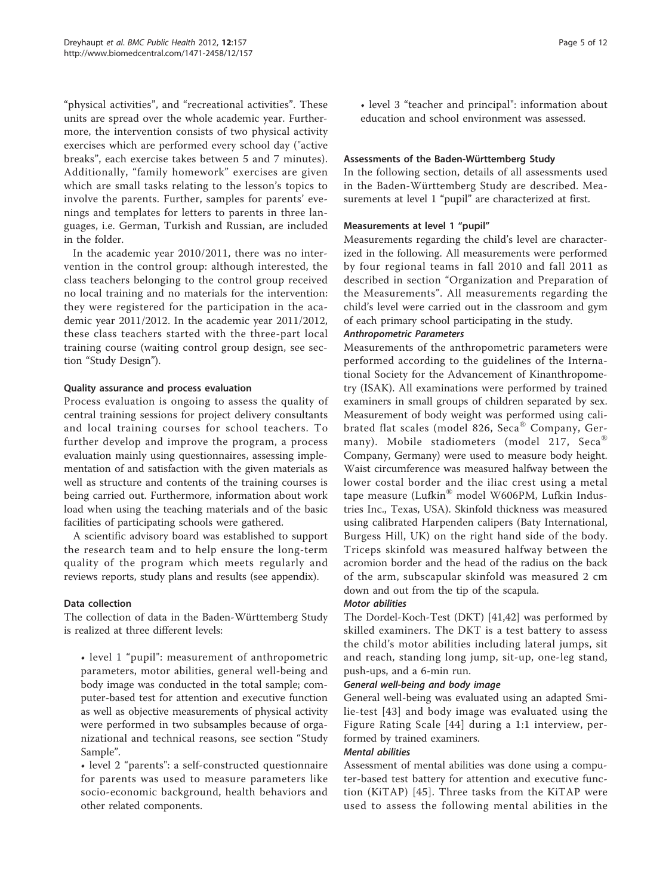"physical activities", and "recreational activities". These units are spread over the whole academic year. Furthermore, the intervention consists of two physical activity exercises which are performed every school day ("active breaks", each exercise takes between 5 and 7 minutes). Additionally, "family homework" exercises are given which are small tasks relating to the lesson's topics to involve the parents. Further, samples for parents' evenings and templates for letters to parents in three languages, i.e. German, Turkish and Russian, are included in the folder.

In the academic year 2010/2011, there was no intervention in the control group: although interested, the class teachers belonging to the control group received no local training and no materials for the intervention: they were registered for the participation in the academic year 2011/2012. In the academic year 2011/2012, these class teachers started with the three-part local training course (waiting control group design, see section "Study Design").

### Quality assurance and process evaluation

Process evaluation is ongoing to assess the quality of central training sessions for project delivery consultants and local training courses for school teachers. To further develop and improve the program, a process evaluation mainly using questionnaires, assessing implementation of and satisfaction with the given materials as well as structure and contents of the training courses is being carried out. Furthermore, information about work load when using the teaching materials and of the basic facilities of participating schools were gathered.

A scientific advisory board was established to support the research team and to help ensure the long-term quality of the program which meets regularly and reviews reports, study plans and results (see appendix).

### Data collection

The collection of data in the Baden-Württemberg Study is realized at three different levels:

- level 1 "pupil": measurement of anthropometric parameters, motor abilities, general well-being and body image was conducted in the total sample; computer-based test for attention and executive function as well as objective measurements of physical activity were performed in two subsamples because of organizational and technical reasons, see section "Study Sample".
- level 2 "parents": a self-constructed questionnaire for parents was used to measure parameters like socio-economic background, health behaviors and other related components.
- level 3 "teacher and principal": information about education and school environment was assessed.

### Assessments of the Baden-Württemberg Study

In the following section, details of all assessments used in the Baden-Württemberg Study are described. Measurements at level 1 "pupil" are characterized at first.

### Measurements at level 1 "pupil"

Measurements regarding the child's level are characterized in the following. All measurements were performed by four regional teams in fall 2010 and fall 2011 as described in section "Organization and Preparation of the Measurements". All measurements regarding the child's level were carried out in the classroom and gym of each primary school participating in the study.

#### *Anthropometric Parameters*

Measurements of the anthropometric parameters were performed according to the guidelines of the International Society for the Advancement of Kinanthropometry (ISAK). All examinations were performed by trained examiners in small groups of children separated by sex. Measurement of body weight was performed using calibrated flat scales (model 826, Seca® Company, Germany). Mobile stadiometers (model 217, Seca® Company, Germany) were used to measure body height. Waist circumference was measured halfway between the lower costal border and the iliac crest using a metal tape measure (Lufkin® model W606PM, Lufkin Industries Inc., Texas, USA). Skinfold thickness was measured using calibrated Harpenden calipers (Baty International, Burgess Hill, UK) on the right hand side of the body. Triceps skinfold was measured halfway between the acromion border and the head of the radius on the back of the arm, subscapular skinfold was measured 2 cm down and out from the tip of the scapula.

#### *Motor abilities*

The Dordel-Koch-Test (DKT) [41,42] was performed by skilled examiners. The DKT is a test battery to assess the child's motor abilities including lateral jumps, sit and reach, standing long jump, sit-up, one-leg stand, push-ups, and a 6-min run.

#### *General well-being and body image*

General well-being was evaluated using an adapted Smilie-test [43] and body image was evaluated using the Figure Rating Scale [44] during a 1:1 interview, performed by trained examiners.

#### *Mental abilities*

Assessment of mental abilities was done using a computer-based test battery for attention and executive function (KiTAP) [45]. Three tasks from the KiTAP were used to assess the following mental abilities in the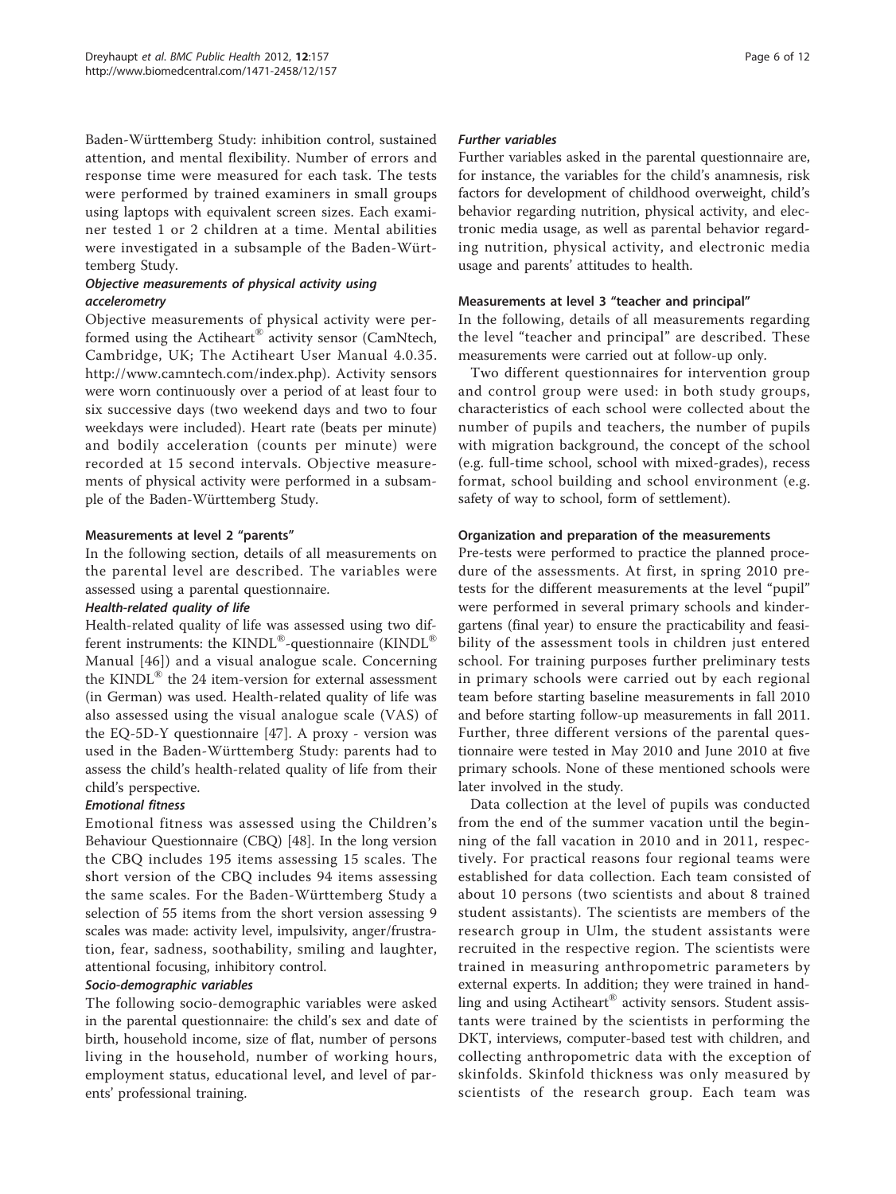Baden-Württemberg Study: inhibition control, sustained attention, and mental flexibility. Number of errors and response time were measured for each task. The tests were performed by trained examiners in small groups using laptops with equivalent screen sizes. Each examiner tested 1 or 2 children at a time. Mental abilities were investigated in a subsample of the Baden-Württemberg Study.

#### *Objective measurements of physical activity using accelerometry*

Objective measurements of physical activity were performed using the Actiheart® activity sensor (CamNtech, Cambridge, UK; The Actiheart User Manual 4.0.35. http://www.camntech.com/index.php). Activity sensors were worn continuously over a period of at least four to six successive days (two weekend days and two to four weekdays were included). Heart rate (beats per minute) and bodily acceleration (counts per minute) were recorded at 15 second intervals. Objective measurements of physical activity were performed in a subsample of the Baden-Württemberg Study.

### Measurements at level 2 "parents"

In the following section, details of all measurements on the parental level are described. The variables were assessed using a parental questionnaire.

#### *Health-related quality of life*

Health-related quality of life was assessed using two different instruments: the KINDL®-questionnaire (KINDL® Manual [46]) and a visual analogue scale. Concerning the KINDL® the 24 item-version for external assessment (in German) was used. Health-related quality of life was also assessed using the visual analogue scale (VAS) of the EQ-5D-Y questionnaire [47]. A proxy - version was used in the Baden-Württemberg Study: parents had to assess the child's health-related quality of life from their child's perspective.

#### *Emotional fitness*

Emotional fitness was assessed using the Children's Behaviour Questionnaire (CBQ) [48]. In the long version the CBQ includes 195 items assessing 15 scales. The short version of the CBQ includes 94 items assessing the same scales. For the Baden-Württemberg Study a selection of 55 items from the short version assessing 9 scales was made: activity level, impulsivity, anger/frustration, fear, sadness, soothability, smiling and laughter, attentional focusing, inhibitory control.

#### *Socio-demographic variables*

The following socio-demographic variables were asked in the parental questionnaire: the child's sex and date of birth, household income, size of flat, number of persons living in the household, number of working hours, employment status, educational level, and level of parents' professional training.

#### *Further variables*

Further variables asked in the parental questionnaire are, for instance, the variables for the child's anamnesis, risk factors for development of childhood overweight, child's behavior regarding nutrition, physical activity, and electronic media usage, as well as parental behavior regarding nutrition, physical activity, and electronic media usage and parents' attitudes to health.

### Measurements at level 3 "teacher and principal"

In the following, details of all measurements regarding the level "teacher and principal" are described. These measurements were carried out at follow-up only.

Two different questionnaires for intervention group and control group were used: in both study groups, characteristics of each school were collected about the number of pupils and teachers, the number of pupils with migration background, the concept of the school (e.g. full-time school, school with mixed-grades), recess format, school building and school environment (e.g. safety of way to school, form of settlement).

### Organization and preparation of the measurements

Pre-tests were performed to practice the planned procedure of the assessments. At first, in spring 2010 pretests for the different measurements at the level "pupil" were performed in several primary schools and kindergartens (final year) to ensure the practicability and feasibility of the assessment tools in children just entered school. For training purposes further preliminary tests in primary schools were carried out by each regional team before starting baseline measurements in fall 2010 and before starting follow-up measurements in fall 2011. Further, three different versions of the parental questionnaire were tested in May 2010 and June 2010 at five primary schools. None of these mentioned schools were later involved in the study.

Data collection at the level of pupils was conducted from the end of the summer vacation until the beginning of the fall vacation in 2010 and in 2011, respectively. For practical reasons four regional teams were established for data collection. Each team consisted of about 10 persons (two scientists and about 8 trained student assistants). The scientists are members of the research group in Ulm, the student assistants were recruited in the respective region. The scientists were trained in measuring anthropometric parameters by external experts. In addition; they were trained in handling and using Actiheart® activity sensors. Student assistants were trained by the scientists in performing the DKT, interviews, computer-based test with children, and collecting anthropometric data with the exception of skinfolds. Skinfold thickness was only measured by scientists of the research group. Each team was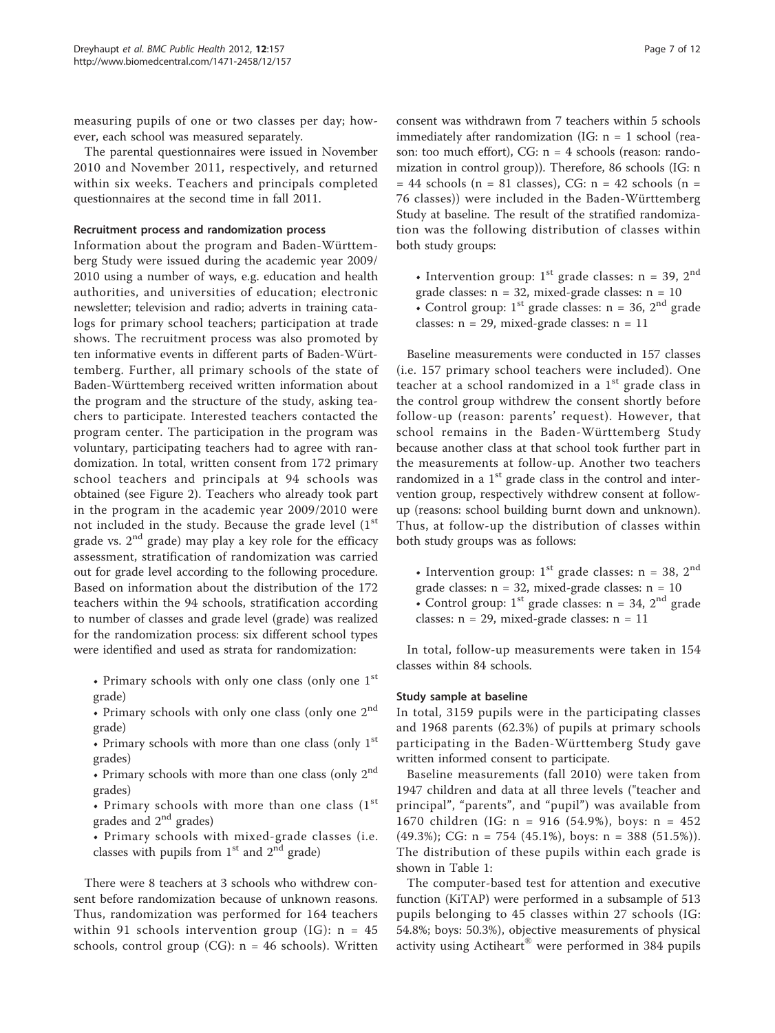measuring pupils of one or two classes per day; however, each school was measured separately.

The parental questionnaires were issued in November 2010 and November 2011, respectively, and returned within six weeks. Teachers and principals completed questionnaires at the second time in fall 2011.

#### Recruitment process and randomization process

Information about the program and Baden-Württemberg Study were issued during the academic year 2009/2010 using a number of ways, e.g. education and health authorities, and universities of education; electronic newsletter; television and radio; adverts in training catalogs for primary school teachers; participation at trade shows. The recruitment process was also promoted by ten informative events in different parts of Baden-Württemberg. Further, all primary schools of the state of Baden-Württemberg received written information about the program and the structure of the study, asking teachers to participate. Interested teachers contacted the program center. The participation in the program was voluntary, participating teachers had to agree with randomization. In total, written consent from 172 primary school teachers and principals at 94 schools was obtained (see Figure 2). Teachers who already took part in the program in the academic year 2009/2010 were not included in the study. Because the grade level (1st grade vs. 2nd grade) may play a key role for the efficacy assessment, stratification of randomization was carried out for grade level according to the following procedure. Based on information about the distribution of the 172 teachers within the 94 schools, stratification according to number of classes and grade level (grade) was realized for the randomization process: six different school types were identified and used as strata for randomization:

- Primary schools with only one class (only one 1st grade)
- Primary schools with only one class (only one 2nd grade)
- Primary schools with more than one class (only 1st grades)
- Primary schools with more than one class (only 2nd grades)
- Primary schools with more than one class (1st grades and 2nd grades)
- Primary schools with mixed-grade classes (i.e. classes with pupils from 1st and 2nd grade)

There were 8 teachers at 3 schools who withdrew consent before randomization because of unknown reasons. Thus, randomization was performed for 164 teachers within 91 schools intervention group (IG): n = 45 schools, control group (CG): n = 46 schools). Written consent was withdrawn from 7 teachers within 5 schools immediately after randomization (IG: n = 1 school (reason: too much effort), CG: n = 4 schools (reason: randomization in control group)). Therefore, 86 schools (IG: n = 44 schools (n = 81 classes), CG: n = 42 schools (n = 76 classes)) were included in the Baden-Württemberg Study at baseline. The result of the stratified randomization was the following distribution of classes within both study groups:

- Intervention group: 1st grade classes: n = 39, 2nd grade classes: n = 32, mixed-grade classes: n = 10
- Control group: 1st grade classes: n = 36, 2nd grade classes: n = 29, mixed-grade classes: n = 11

Baseline measurements were conducted in 157 classes (i.e. 157 primary school teachers were included). One teacher at a school randomized in a 1st grade class in the control group withdrew the consent shortly before follow-up (reason: parents' request). However, that school remains in the Baden-Württemberg Study because another class at that school took further part in the measurements at follow-up. Another two teachers randomized in a 1st grade class in the control and intervention group, respectively withdrew consent at follow-up (reasons: school building burnt down and unknown). Thus, at follow-up the distribution of classes within both study groups was as follows:

- Intervention group: 1st grade classes: n = 38, 2nd grade classes: n = 32, mixed-grade classes: n = 10
- Control group: 1st grade classes: n = 34, 2nd grade classes: n = 29, mixed-grade classes: n = 11

In total, follow-up measurements were taken in 154 classes within 84 schools.

#### Study sample at baseline

In total, 3159 pupils were in the participating classes and 1968 parents (62.3%) of pupils at primary schools participating in the Baden-Württemberg Study gave written informed consent to participate.

Baseline measurements (fall 2010) were taken from 1947 children and data at all three levels ("teacher and principal", "parents", and "pupil") was available from 1670 children (IG: n = 916 (54.9%), boys: n = 452 (49.3%); CG: n = 754 (45.1%), boys: n = 388 (51.5%)). The distribution of these pupils within each grade is shown in Table 1:

The computer-based test for attention and executive function (KiTAP) were performed in a subsample of 513 pupils belonging to 45 classes within 27 schools (IG: 54.8%; boys: 50.3%), objective measurements of physical activity using Actiheart® were performed in 384 pupils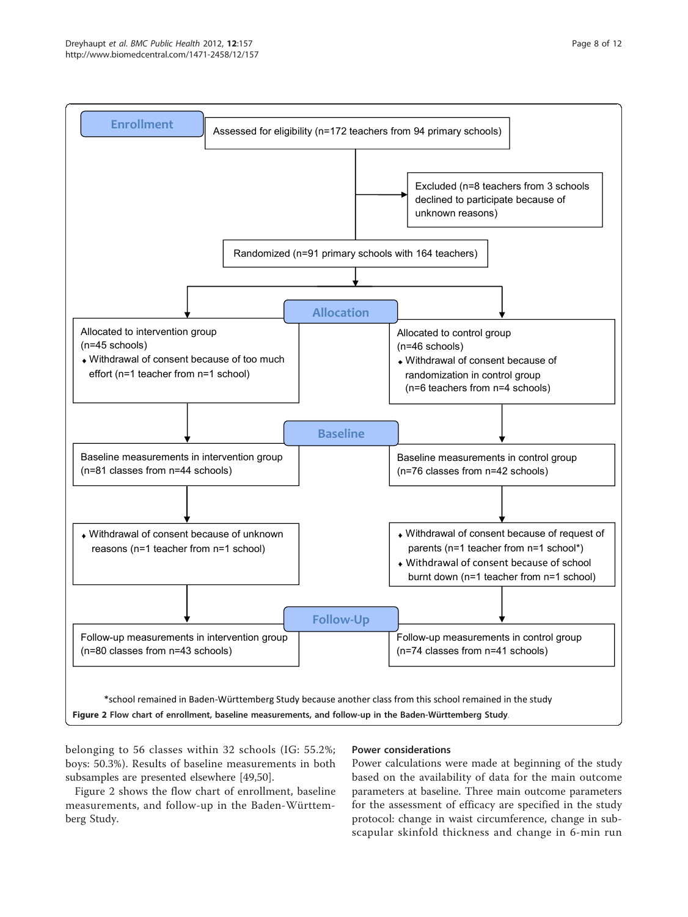Enrollment

Assessed for eligibility (n=172 teachers from 94 primary schools)

Excluded (n=8 teachers from 3 schools declined to participate because of unknown reasons)

Randomized (n=91 primary schools with 164 teachers)

Allocation

Allocated to intervention group (n=45 schools)
- Withdrawal of consent because of too much effort (n=1 teacher from n=1 school)

Allocated to control group (n=46 schools)
- Withdrawal of consent because of randomization in control group (n=6 teachers from n=4 schools)

Baseline

Baseline measurements in intervention group (n=81 classes from n=44 schools)

Baseline measurements in control group (n=76 classes from n=42 schools)

- Withdrawal of consent because of unknown reasons (n=1 teacher from n=1 school)

- Withdrawal of consent because of request of parents (n=1 teacher from n=1 school*)
- Withdrawal of consent because of school burnt down (n=1 teacher from n=1 school)

Follow-Up

Follow-up measurements in intervention group (n=80 classes from n=43 schools)

Follow-up measurements in control group (n=74 classes from n=41 schools)

*school remained in Baden-Württemberg Study because another class from this school remained in the study

**Figure 2 Flow chart of enrollment, baseline measurements, and follow-up in the Baden-Württemberg Study**.

belonging to 56 classes within 32 schools (IG: 55.2%; boys: 50.3%). Results of baseline measurements in both subsamples are presented elsewhere [49,50].

Figure 2 shows the flow chart of enrollment, baseline measurements, and follow-up in the Baden-Württemberg Study.

### Power considerations

Power calculations were made at beginning of the study based on the availability of data for the main outcome parameters at baseline. Three main outcome parameters for the assessment of efficacy are specified in the study protocol: change in waist circumference, change in subscapular skinfold thickness and change in 6-min run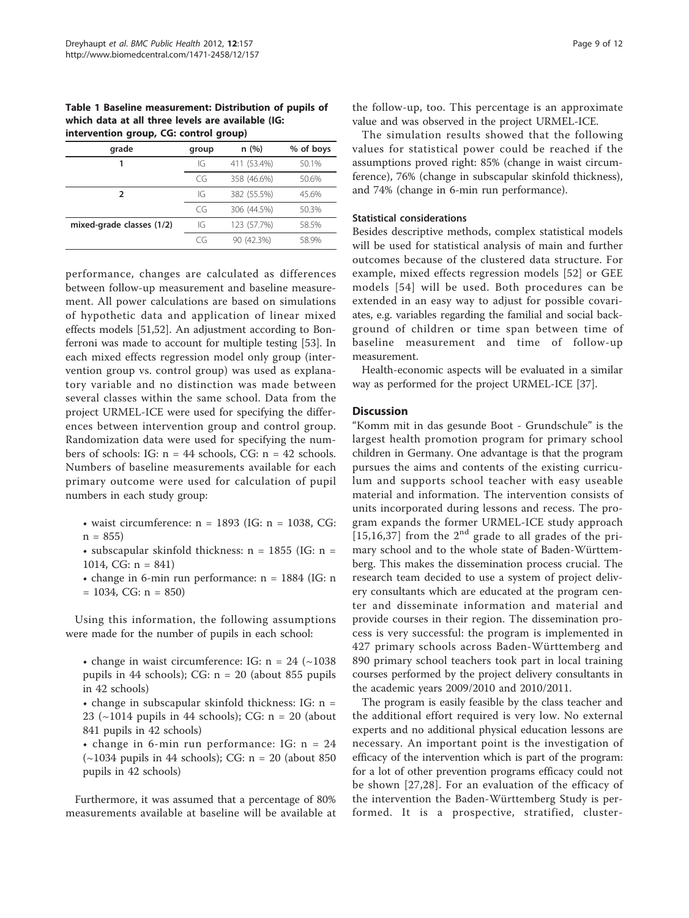**Table 1 Baseline measurement: Distribution of pupils of which data at all three levels are available (IG: intervention group, CG: control group)**

| grade | group | n (%) | % of boys |
|---|---|---|---|
| 1 | IG | 411 (53.4%) | 50.1% |
| | CG | 358 (46.6%) | 50.6% |
| 2 | IG | 382 (55.5%) | 45.6% |
| | CG | 306 (44.5%) | 50.3% |
| mixed-grade classes (1/2) | IG | 123 (57.7%) | 58.5% |
| | CG | 90 (42.3%) | 58.9% |

performance, changes are calculated as differences between follow-up measurement and baseline measurement. All power calculations are based on simulations of hypothetic data and application of linear mixed effects models [51,52]. An adjustment according to Bonferroni was made to account for multiple testing [53]. In each mixed effects regression model only group (intervention group vs. control group) was used as explanatory variable and no distinction was made between several classes within the same school. Data from the project URMEL-ICE were used for specifying the differences between intervention group and control group. Randomization data were used for specifying the numbers of schools: IG: n = 44 schools, CG: n = 42 schools. Numbers of baseline measurements available for each primary outcome were used for calculation of pupil numbers in each study group:

- waist circumference: n = 1893 (IG: n = 1038, CG: n = 855)
- subscapular skinfold thickness: n = 1855 (IG: n = 1014, CG: n = 841)
- change in 6-min run performance: n = 1884 (IG: n = 1034, CG: n = 850)

Using this information, the following assumptions were made for the number of pupils in each school:

- change in waist circumference: IG: n = 24 (~1038 pupils in 44 schools); CG: n = 20 (about 855 pupils in 42 schools)
- change in subscapular skinfold thickness: IG: n = 23 (~1014 pupils in 44 schools); CG: n = 20 (about 841 pupils in 42 schools)
- change in 6-min run performance: IG: n = 24 (~1034 pupils in 44 schools); CG: n = 20 (about 850 pupils in 42 schools)

Furthermore, it was assumed that a percentage of 80% measurements available at baseline will be available at the follow-up, too. This percentage is an approximate value and was observed in the project URMEL-ICE.

The simulation results showed that the following values for statistical power could be reached if the assumptions proved right: 85% (change in waist circumference), 76% (change in subscapular skinfold thickness), and 74% (change in 6-min run performance).

### Statistical considerations

Besides descriptive methods, complex statistical models will be used for statistical analysis of main and further outcomes because of the clustered data structure. For example, mixed effects regression models [52] or GEE models [54] will be used. Both procedures can be extended in an easy way to adjust for possible covariates, e.g. variables regarding the familial and social background of children or time span between time of baseline measurement and time of follow-up measurement.

Health-economic aspects will be evaluated in a similar way as performed for the project URMEL-ICE [37].

## Discussion

"Komm mit in das gesunde Boot - Grundschule" is the largest health promotion program for primary school children in Germany. One advantage is that the program pursues the aims and contents of the existing curriculum and supports school teacher with easy useable material and information. The intervention consists of units incorporated during lessons and recess. The program expands the former URMEL-ICE study approach [15,16,37] from the 2nd grade to all grades of the primary school and to the whole state of Baden-Württemberg. This makes the dissemination process crucial. The research team decided to use a system of project delivery consultants which are educated at the program center and disseminate information and material and provide courses in their region. The dissemination process is very successful: the program is implemented in 427 primary schools across Baden-Württemberg and 890 primary school teachers took part in local training courses performed by the project delivery consultants in the academic years 2009/2010 and 2010/2011.

The program is easily feasible by the class teacher and the additional effort required is very low. No external experts and no additional physical education lessons are necessary. An important point is the investigation of efficacy of the intervention which is part of the program: for a lot of other prevention programs efficacy could not be shown [27,28]. For an evaluation of the efficacy of the intervention the Baden-Württemberg Study is performed. It is a prospective, stratified, cluster-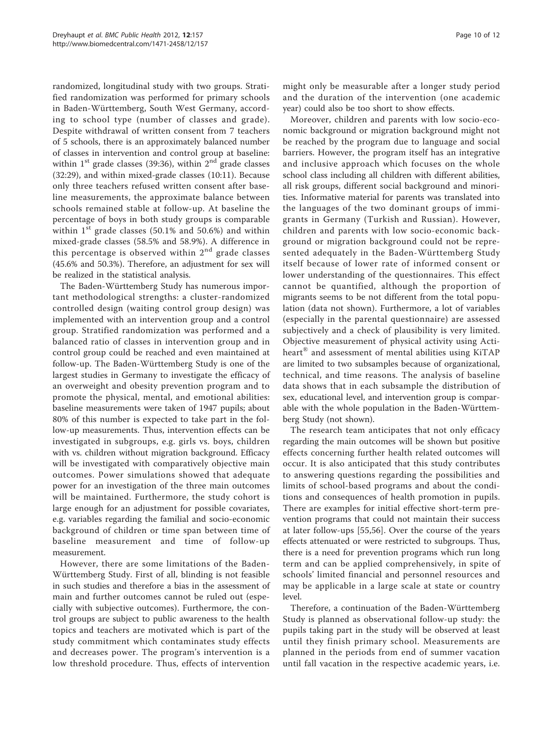randomized, longitudinal study with two groups. Stratified randomization was performed for primary schools in Baden-Württemberg, South West Germany, according to school type (number of classes and grade). Despite withdrawal of written consent from 7 teachers of 5 schools, there is an approximately balanced number of classes in intervention and control group at baseline: within 1st grade classes (39:36), within 2nd grade classes (32:29), and within mixed-grade classes (10:11). Because only three teachers refused written consent after baseline measurements, the approximate balance between schools remained stable at follow-up. At baseline the percentage of boys in both study groups is comparable within 1st grade classes (50.1% and 50.6%) and within mixed-grade classes (58.5% and 58.9%). A difference in this percentage is observed within 2nd grade classes (45.6% and 50.3%). Therefore, an adjustment for sex will be realized in the statistical analysis.

The Baden-Württemberg Study has numerous important methodological strengths: a cluster-randomized controlled design (waiting control group design) was implemented with an intervention group and a control group. Stratified randomization was performed and a balanced ratio of classes in intervention group and in control group could be reached and even maintained at follow-up. The Baden-Württemberg Study is one of the largest studies in Germany to investigate the efficacy of an overweight and obesity prevention program and to promote the physical, mental, and emotional abilities: baseline measurements were taken of 1947 pupils; about 80% of this number is expected to take part in the follow-up measurements. Thus, intervention effects can be investigated in subgroups, e.g. girls vs. boys, children with vs. children without migration background. Efficacy will be investigated with comparatively objective main outcomes. Power simulations showed that adequate power for an investigation of the three main outcomes will be maintained. Furthermore, the study cohort is large enough for an adjustment for possible covariates, e.g. variables regarding the familial and socio-economic background of children or time span between time of baseline measurement and time of follow-up measurement.

However, there are some limitations of the Baden-Württemberg Study. First of all, blinding is not feasible in such studies and therefore a bias in the assessment of main and further outcomes cannot be ruled out (especially with subjective outcomes). Furthermore, the control groups are subject to public awareness to the health topics and teachers are motivated which is part of the study commitment which contaminates study effects and decreases power. The program's intervention is a low threshold procedure. Thus, effects of intervention might only be measurable after a longer study period and the duration of the intervention (one academic year) could also be too short to show effects.

Moreover, children and parents with low socio-economic background or migration background might not be reached by the program due to language and social barriers. However, the program itself has an integrative and inclusive approach which focuses on the whole school class including all children with different abilities, all risk groups, different social background and minorities. Informative material for parents was translated into the languages of the two dominant groups of immigrants in Germany (Turkish and Russian). However, children and parents with low socio-economic background or migration background could not be represented adequately in the Baden-Württemberg Study itself because of lower rate of informed consent or lower understanding of the questionnaires. This effect cannot be quantified, although the proportion of migrants seems to be not different from the total population (data not shown). Furthermore, a lot of variables (especially in the parental questionnaire) are assessed subjectively and a check of plausibility is very limited. Objective measurement of physical activity using Actiheart® and assessment of mental abilities using KiTAP are limited to two subsamples because of organizational, technical, and time reasons. The analysis of baseline data shows that in each subsample the distribution of sex, educational level, and intervention group is comparable with the whole population in the Baden-Württemberg Study (not shown).

The research team anticipates that not only efficacy regarding the main outcomes will be shown but positive effects concerning further health related outcomes will occur. It is also anticipated that this study contributes to answering questions regarding the possibilities and limits of school-based programs and about the conditions and consequences of health promotion in pupils. There are examples for initial effective short-term prevention programs that could not maintain their success at later follow-ups [55,56]. Over the course of the years effects attenuated or were restricted to subgroups. Thus, there is a need for prevention programs which run long term and can be applied comprehensively, in spite of schools' limited financial and personnel resources and may be applicable in a large scale at state or country level.

Therefore, a continuation of the Baden-Württemberg Study is planned as observational follow-up study: the pupils taking part in the study will be observed at least until they finish primary school. Measurements are planned in the periods from end of summer vacation until fall vacation in the respective academic years, i.e.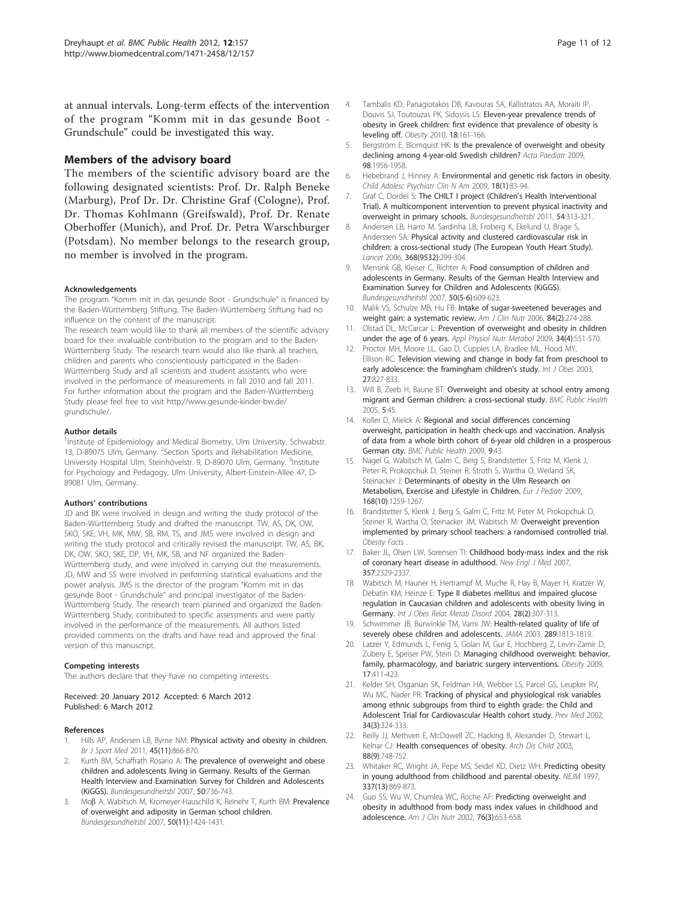at annual intervals. Long-term effects of the intervention of the program "Komm mit in das gesunde Boot - Grundschule" could be investigated this way.

## Members of the advisory board

The members of the scientific advisory board are the following designated scientists: Prof. Dr. Ralph Beneke (Marburg), Prof Dr. Dr. Christine Graf (Cologne), Prof. Dr. Thomas Kohlmann (Greifswald), Prof. Dr. Renate Oberhoffer (Munich), and Prof. Dr. Petra Warschburger (Potsdam). No member belongs to the research group, no member is involved in the program.

#### Acknowledgements

The program "Komm mit in das gesunde Boot - Grundschule" is financed by the Baden-Württemberg Stiftung. The Baden-Württemberg Stiftung had no influence on the content of the manuscript.

The research team would like to thank all members of the scientific advisory board for their invaluable contribution to the program and to the Baden-Württemberg Study. The research team would also like thank all teachers, children and parents who conscientiously participated in the Baden-Württemberg Study and all scientists and student assistants who were involved in the performance of measurements in fall 2010 and fall 2011. For further information about the program and the Baden-Württemberg Study please feel free to visit http://www.gesunde-kinder-bw.de/grundschule/.

#### Author details

[1]Institute of Epidemiology and Medical Biometry, Ulm University, Schwabstr. 13, D-89075 Ulm, Germany. [2]Section Sports and Rehabilitation Medicine, University Hospital Ulm, Steinhövelstr. 9, D-89070 Ulm, Germany. [3]Institute for Psychology and Pedagogy, Ulm University, Albert-Einstein-Allee 47, D-89081 Ulm, Germany.

#### Authors' contributions

JD and BK were involved in design and writing the study protocol of the Baden-Württemberg Study and drafted the manuscript. TW, AS, DK, OW, SKO, SKE, VH, MK, MW, SB, RM, TS, and JMS were involved in design and writing the study protocol and critically revised the manuscript. TW, AS, BK, DK, OW, SKO, SKE, DP, VH, MK, SB, and NF organized the Baden-Württemberg study, and were involved in carrying out the measurements. JD, MW and SS were involved in performing statistical evaluations and the power analysis. JMS is the director of the program "Komm mit in das gesunde Boot - Grundschule" and principal investigator of the Baden-Württemberg Study. The research team planned and organized the Baden-Württemberg Study, contributed to specific assessments and were partly involved in the performance of the measurements. All authors listed provided comments on the drafts and have read and approved the final version of this manuscript.

#### Competing interests

The authors declare that they have no competing interests.

Received: 20 January 2012 Accepted: 6 March 2012
Published: 6 March 2012

#### References

1. Hills AP, Andersen LB, Byrne NM: **Physical activity and obesity in children.** *Br J Sport Med* 2011, **45(11)**:866-870.
2. Kurth BM, Schaffrath Rosario A: **The prevalence of overweight and obese children and adolescents living in Germany. Results of the German Health Interview and Examination Survey for Children and Adolescents (KiGGS).** *Bundesgesundheitsbl* 2007, **50**:736-743.
3. Moβ A, Wabitsch M, Kromeyer-Hauschild K, Reinehr T, Kurth BM: **Prevalence of overweight and adiposity in German school children.** *Bundesgesundheitsbl* 2007, **50(11)**:1424-1431.
4. Tambalis KD, Panagiotakos DB, Kavouras SA, Kallistratos AA, Moraiti IP, Douvis SJ, Toutouzas PK, Sidossis LS: **Eleven-year prevalence trends of obesity in Greek children: first evidence that prevalence of obesity is leveling off.** *Obesity* 2010, **18**:161-166.
5. Bergström E, Blomquist HK: **Is the prevalence of overweight and obesity declining among 4-year-old Swedish children?** *Acta Paediatr* 2009, **98**:1956-1958.
6. Hebebrand J, Hinney A: **Environmental and genetic risk factors in obesity.** *Child Adolesc Psychiatr Clin N Am* 2009, **18(1)**:83-94.
7. Graf C, Dordel S: **The CHILT I project (Children's Health Interventional Trial). A multicomponent intervention to prevent physical inactivity and overweight in primary schools.** *Bundesgesundheitsbl* 2011, **54**:313-321.
8. Andersen LB, Harro M, Sardinha LB, Froberg K, Ekelund U, Brage S, Anderssen SA: **Physical activity and clustered cardiovascular risk in children: a cross-sectional study (The European Youth Heart Study).** *Lancet* 2006, **368(9532)**:299-304.
9. Mensink GB, Kleiser C, Richter A: **Food consumption of children and adolescents in Germany. Results of the German Health Interview and Examination Survey for Children and Adolescents (KiGGS).** *Bundesgesundheitsbl* 2007, **50(5-6)**:609-623.
10. Malik VS, Schulze MB, Hu FB: **Intake of sugar-sweetened beverages and weight gain: a systematic review.** *Am J Clin Nutr* 2006, **84(2)**:274-288.
11. Olstad DL, McCarcar L: **Prevention of overweight and obesity in children under the age of 6 years.** *Appl Physiol Nutr Metabol* 2009, **34(4)**:551-570.
12. Proctor MH, Moore LL, Gao D, Cupples LA, Bradlee ML, Hood MY, Ellison RC: **Television viewing and change in body fat from preschool to early adolescence: the framingham children's study.** *Int J Obes* 2003, **27**:827-833.
13. Will B, Zeeb H, Baune BT: **Overweight and obesity at school entry among migrant and German children: a cross-sectional study.** *BMC Public Health* 2005, **5**:45.
14. Koller D, Mielck A: **Regional and social differences concerning overweight, participation in health check-ups and vaccination. Analysis of data from a whole birth cohort of 6-year old children in a prosperous German city.** *BMC Public Health* 2009, **9**:43.
15. Nagel G, Wabitsch M, Galm C, Berg S, Brandstetter S, Fritz M, Klenk J, Peter R, Prokopchuk D, Steiner R, Stroth S, Wartha O, Weiland SK, Steinacker J: **Determinants of obesity in the Ulm Research on Metabolism, Exercise and Lifestyle in Children.** *Eur J Pediatr* 2009, **168(10)**:1259-1267.
16. Brandstetter S, Klenk J, Berg S, Galm C, Fritz M, Peter M, Prokopchuk D, Steiner R, Wartha O, Steinacker JM, Wabitsch M: **Overweight prevention implemented by primary school teachers: a randomised controlled trial.** *Obesity Facts* .
17. Baker JL, Olsen LW, Sorensen TI: **Childhood body-mass index and the risk of coronary heart disease in adulthood.** *New Engl J Med* 2007, **357**:2329-2337.
18. Wabitsch M, Hauner H, Hertrampf M, Muche R, Hay B, Mayer H, Kratzer W, Debatin KM, Heinze E: **Type II diabetes mellitus and impaired glucose regulation in Caucasian children and adolescents with obesity living in Germany.** *Int J Obes Relat Metab Disord* 2004, **28(2)**:307-313.
19. Schwimmer JB, Burwinkle TM, Varni JW: **Health-related quality of life of severely obese children and adolescents.** *JAMA* 2003, **289**:1813-1819.
20. Latzer Y, Edmunds L, Fenig S, Golan M, Gur E, Hochberg Z, Levin-Zamir D, Zubery E, Speiser PW, Stein D: **Managing childhood overweight: behavior, family, pharmacology, and bariatric surgery interventions.** *Obesity* 2009, **17**:411-423.
21. Kelder SH, Osganian SK, Feldman HA, Webber LS, Parcel GS, Leupker RV, Wu MC, Nader PR: **Tracking of physical and physiological risk variables among ethnic subgroups from third to eighth grade: the Child and Adolescent Trial for Cardiovascular Health cohort study.** *Prev Med* 2002, **34(3)**:324-333.
22. Reilly JJ, Methven E, McDowell ZC, Hacking B, Alexander D, Stewart L, Kelnar CJ: **Health consequences of obesity.** *Arch Dis Child* 2003, **88(9)**:748-752.
23. Whitaker RC, Wright JA, Pepe MS, Seidel KD, Dietz WH: **Predicting obesity in young adulthood from childhood and parental obesity.** *NEJM* 1997, **337(13)**:869-873.
24. Guo SS, Wu W, Chumlea WC, Roche AF: **Predicting overweight and obesity in adulthood from body mass index values in childhood and adolescence.** *Am J Clin Nutr* 2002, **76(3)**:653-658.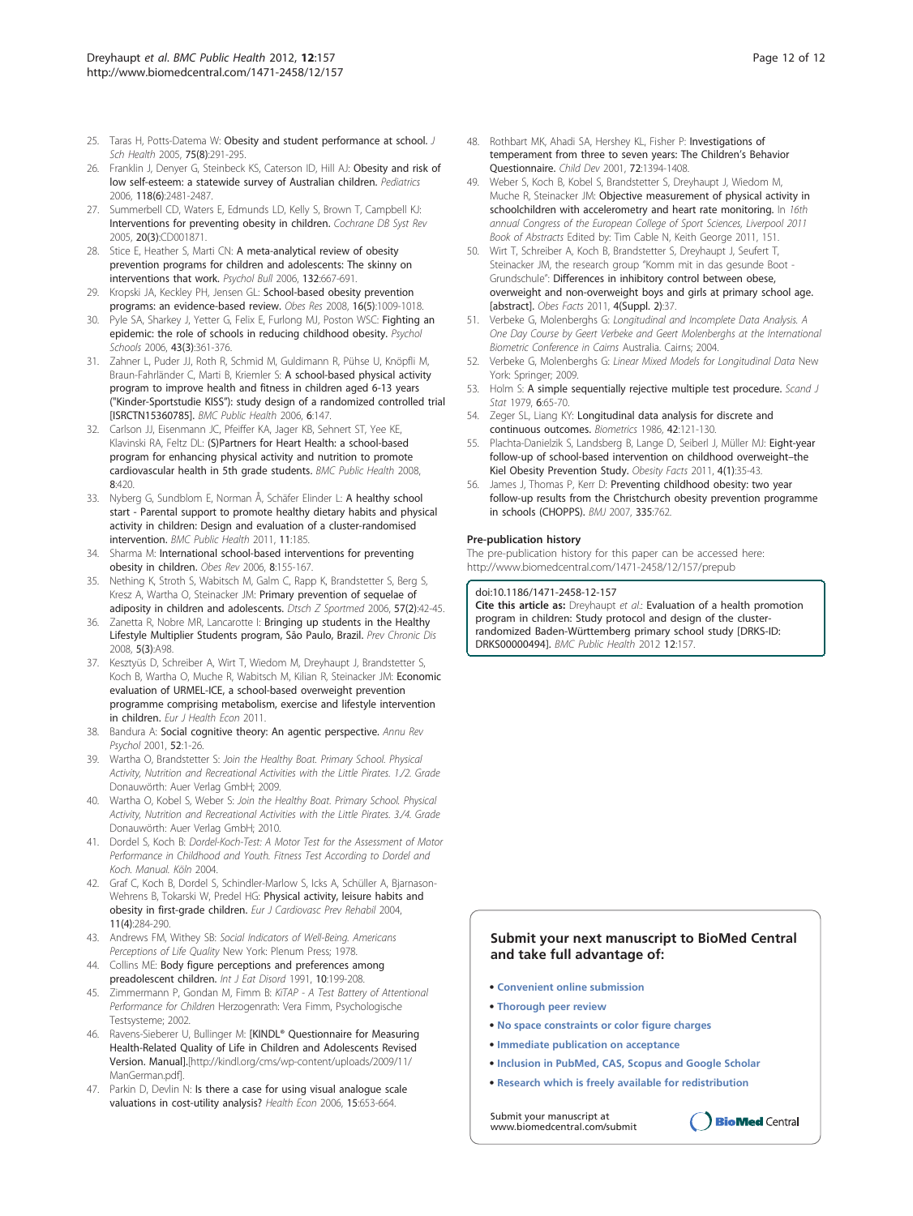25. Taras H, Potts-Datema W: **Obesity and student performance at school.** *J Sch Health* 2005, **75(8)**:291-295.
26. Franklin J, Denyer G, Steinbeck KS, Caterson ID, Hill AJ: **Obesity and risk of low self-esteem: a statewide survey of Australian children.** *Pediatrics* 2006, **118(6)**:2481-2487.
27. Summerbell CD, Waters E, Edmunds LD, Kelly S, Brown T, Campbell KJ: **Interventions for preventing obesity in children.** *Cochrane DB Syst Rev* 2005, **20(3)**:CD001871.
28. Stice E, Heather S, Marti CN: **A meta-analytical review of obesity prevention programs for children and adolescents: The skinny on interventions that work.** *Psychol Bull* 2006, 132:667-691.
29. Kropski JA, Keckley PH, Jensen GL: **School-based obesity prevention programs: an evidence-based review.** *Obes Res* 2008, **16(5)**:1009-1018.
30. Pyle SA, Sharkey J, Yetter G, Felix E, Furlong MJ, Poston WSC: **Fighting an epidemic: the role of schools in reducing childhood obesity.** *Psychol Schools* 2006, **43(3)**:361-376.
31. Zahner L, Puder JJ, Roth R, Schmid M, Guldimann R, Pühse U, Knöpfli M, Braun-Fahrländer C, Marti B, Kriemler S: **A school-based physical activity program to improve health and fitness in children aged 6-13 years ("Kinder-Sportstudie KISS"): study design of a randomized controlled trial [ISRCTN15360785].** *BMC Public Health* 2006, **6**:147.
32. Carlson JJ, Eisenmann JC, Pfeiffer KA, Jager KB, Sehnert ST, Yee KE, Klavinski RA, Feltz DL: **(S)Partners for Heart Health: a school-based program for enhancing physical activity and nutrition to promote cardiovascular health in 5th grade students.** *BMC Public Health* 2008, **8**:420.
33. Nyberg G, Sundblom E, Norman Å, Schäfer Elinder L: **A healthy school start - Parental support to promote healthy dietary habits and physical activity in children: Design and evaluation of a cluster-randomised intervention.** *BMC Public Health* 2011, **11**:185.
34. Sharma M: **International school-based interventions for preventing obesity in children.** *Obes Rev* 2006, **8**:155-167.
35. Nething K, Stroth S, Wabitsch M, Galm C, Rapp K, Brandstetter S, Berg S, Kresz A, Wartha O, Steinacker JM: **Primary prevention of sequelae of adiposity in children and adolescents.** *Dtsch Z Sportmed* 2006, **57(2)**:42-45.
36. Zanetta R, Nobre MR, Lancarotte I: **Bringing up students in the Healthy Lifestyle Multiplier Students program, São Paulo, Brazil.** *Prev Chronic Dis* 2008, **5(3)**:A98.
37. Kesztyüs D, Schreiber A, Wirt T, Wiedom M, Dreyhaupt J, Brandstetter S, Koch B, Wartha O, Muche R, Wabitsch M, Kilian R, Steinacker JM: **Economic evaluation of URMEL-ICE, a school-based overweight prevention programme comprising metabolism, exercise and lifestyle intervention in children.** *Eur J Health Econ* 2011.
38. Bandura A: **Social cognitive theory: An agentic perspective.** *Annu Rev Psychol* 2001, **52**:1-26.
39. Wartha O, Brandstetter S: *Join the Healthy Boat. Primary School. Physical Activity, Nutrition and Recreational Activities with the Little Pirates. 1./2. Grade* Donauwörth: Auer Verlag GmbH; 2009.
40. Wartha O, Kobel S, Weber S: *Join the Healthy Boat. Primary School. Physical Activity, Nutrition and Recreational Activities with the Little Pirates. 3./4. Grade* Donauwörth: Auer Verlag GmbH; 2010.
41. Dordel S, Koch B: *Dordel-Koch-Test: A Motor Test for the Assessment of Motor Performance in Childhood and Youth. Fitness Test According to Dordel and Koch. Manual.* Köln 2004.
42. Graf C, Koch B, Dordel S, Schindler-Marlow S, Icks A, Schüller A, Bjarnason-Wehrens B, Tokarski W, Predel HG: **Physical activity, leisure habits and obesity in first-grade children.** *Eur J Cardiovasc Prev Rehabil* 2004, **11(4)**:284-290.
43. Andrews FM, Withey SB: *Social Indicators of Well-Being. Americans Perceptions of Life Quality* New York: Plenum Press; 1978.
44. Collins ME: **Body figure perceptions and preferences among preadolescent children.** *Int J Eat Disord* 1991, **10**:199-208.
45. Zimmermann P, Gondan M, Fimm B: *KiTAP - A Test Battery of Attentional Performance for Children* Herzogenrath: Vera Fimm, Psychologische Testsysteme; 2002.
46. Ravens-Sieberer U, Bullinger M: **[KINDL® Questionnaire for Measuring Health-Related Quality of Life in Children and Adolescents Revised Version. Manual].**[http://kindl.org/cms/wp-content/uploads/2009/11/ManGerman.pdf].
47. Parkin D, Devlin N: **Is there a case for using visual analogue scale valuations in cost-utility analysis?** *Health Econ* 2006, **15**:653-664.
48. Rothbart MK, Ahadi SA, Hershey KL, Fisher P: **Investigations of temperament from three to seven years: The Children's Behavior Questionnaire.** *Child Dev* 2001, **72**:1394-1408.
49. Weber S, Koch B, Kobel S, Brandstetter S, Dreyhaupt J, Wiedom M, Muche R, Steinacker JM: **Objective measurement of physical activity in schoolchildren with accelerometry and heart rate monitoring.** In *16th annual Congress of the European College of Sport Sciences, Liverpool 2011 Book of Abstracts* Edited by: Tim Cable N, Keith George 2011, 151.
50. Wirt T, Schreiber A, Koch B, Brandstetter S, Dreyhaupt J, Seufert T, Steinacker JM, the research group "Komm mit in das gesunde Boot - Grundschule": **Differences in inhibitory control between obese, overweight and non-overweight boys and girls at primary school age. [abstract].** *Obes Facts* 2011, **4(Suppl. 2)**:37.
51. Verbeke G, Molenberghs G: *Longitudinal and Incomplete Data Analysis. A One Day Course by Geert Verbeke and Geert Molenberghs at the International Biometric Conference in Cairns* Australia. Cairns; 2004.
52. Verbeke G, Molenberghs G: *Linear Mixed Models for Longitudinal Data* New York: Springer; 2009.
53. Holm S: **A simple sequentially rejective multiple test procedure.** *Scand J Stat* 1979, **6**:65-70.
54. Zeger SL, Liang KY: **Longitudinal data analysis for discrete and continuous outcomes.** *Biometrics* 1986, **42**:121-130.
55. Plachta-Danielzik S, Landsberg B, Lange D, Seiberl J, Müller MJ: **Eight-year follow-up of school-based intervention on childhood overweight–the Kiel Obesity Prevention Study.** *Obesity Facts* 2011, **4(1)**:35-43.
56. James J, Thomas P, Kerr D: **Preventing childhood obesity: two year follow-up results from the Christchurch obesity prevention programme in schools (CHOPPS).** *BMJ* 2007, **335**:762.

## Pre-publication history

The pre-publication history for this paper can be accessed here: http://www.biomedcentral.com/1471-2458/12/157/prepub

doi:10.1186/1471-2458-12-157

**Cite this article as:** Dreyhaupt *et al.*: Evaluation of a health promotion program in children: Study protocol and design of the cluster-randomized Baden-Württemberg primary school study [DRKS-ID: DRKS00000494]. *BMC Public Health* 2012 **12**:157.

**Submit your next manuscript to BioMed Central and take full advantage of:**

- Convenient online submission
- Thorough peer review
- No space constraints or color figure charges
- Immediate publication on acceptance
- Inclusion in PubMed, CAS, Scopus and Google Scholar
- Research which is freely available for redistribution

Submit your manuscript at www.biomedcentral.com/submit

BioMed Central